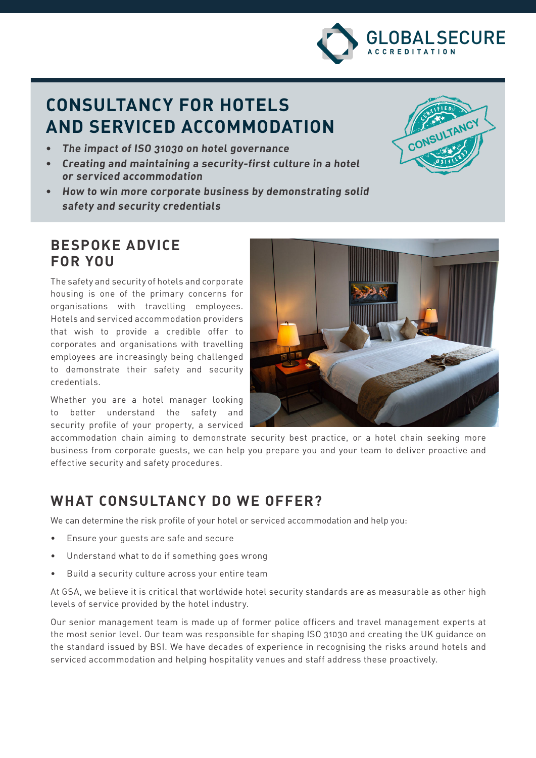GLOBAL SECURE
ACCREDITATION

# CONSULTANCY FOR HOTELS AND SERVICED ACCOMMODATION

- ***The impact of ISO 31030 on hotel governance***
- ***Creating and maintaining a security-first culture in a hotel or serviced accommodation***
- ***How to win more corporate business by demonstrating solid safety and security credentials***

## BESPOKE ADVICE FOR YOU

The safety and security of hotels and corporate housing is one of the primary concerns for organisations with travelling employees. Hotels and serviced accommodation providers that wish to provide a credible offer to corporates and organisations with travelling employees are increasingly being challenged to demonstrate their safety and security credentials.

Whether you are a hotel manager looking to better understand the safety and security profile of your property, a serviced accommodation chain aiming to demonstrate security best practice, or a hotel chain seeking more business from corporate guests, we can help you prepare you and your team to deliver proactive and effective security and safety procedures.

## WHAT CONSULTANCY DO WE OFFER?

We can determine the risk profile of your hotel or serviced accommodation and help you:

- Ensure your guests are safe and secure
- Understand what to do if something goes wrong
- Build a security culture across your entire team

At GSA, we believe it is critical that worldwide hotel security standards are as measurable as other high levels of service provided by the hotel industry.

Our senior management team is made up of former police officers and travel management experts at the most senior level. Our team was responsible for shaping ISO 31030 and creating the UK guidance on the standard issued by BSI. We have decades of experience in recognising the risks around hotels and serviced accommodation and helping hospitality venues and staff address these proactively.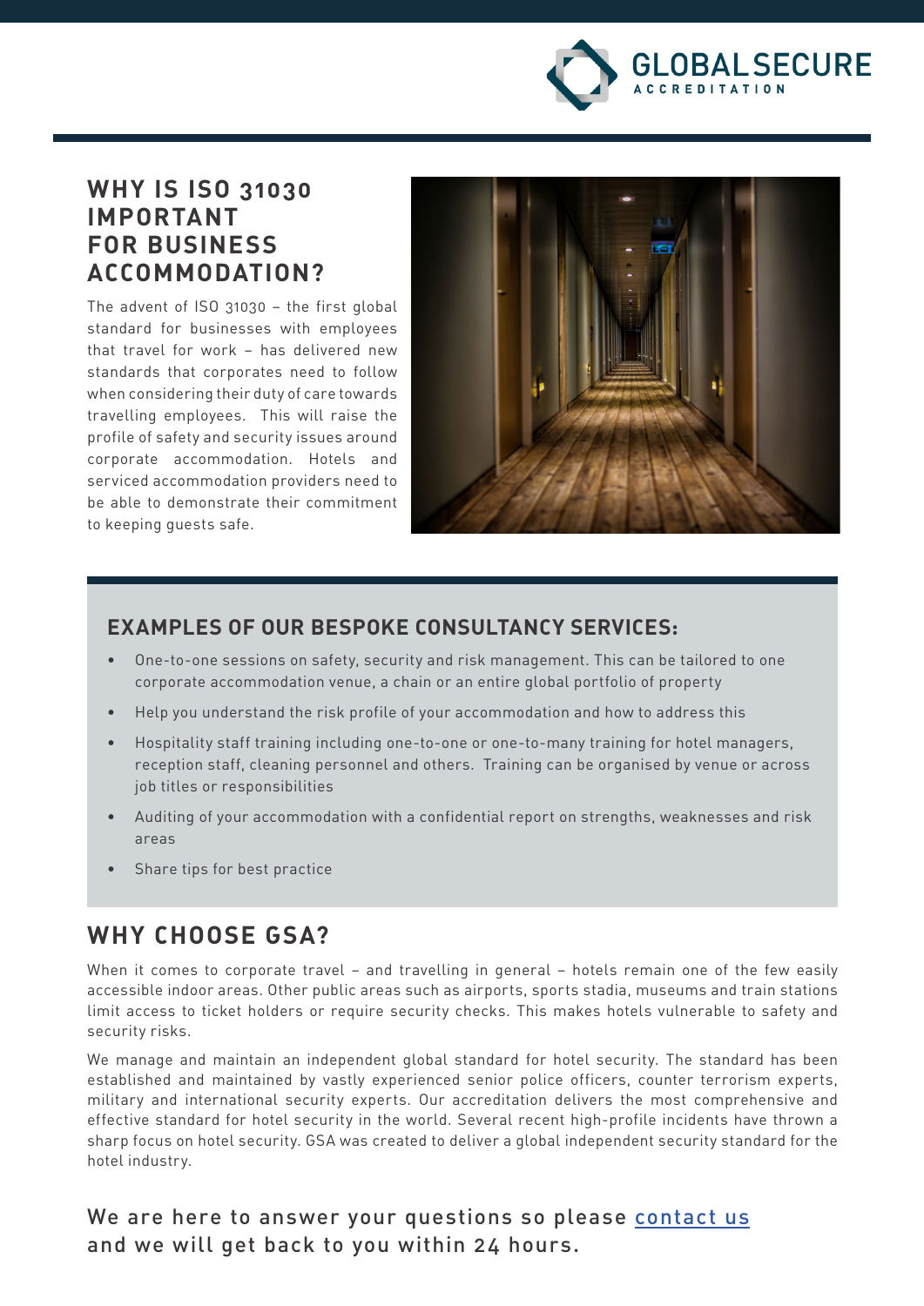GLOBAL SECURE
ACCREDITATION

## WHY IS ISO 31030 IMPORTANT FOR BUSINESS ACCOMMODATION?

The advent of ISO 31030 – the first global standard for businesses with employees that travel for work – has delivered new standards that corporates need to follow when considering their duty of care towards travelling employees. This will raise the profile of safety and security issues around corporate accommodation. Hotels and serviced accommodation providers need to be able to demonstrate their commitment to keeping guests safe.

## EXAMPLES OF OUR BESPOKE CONSULTANCY SERVICES:

- One-to-one sessions on safety, security and risk management. This can be tailored to one corporate accommodation venue, a chain or an entire global portfolio of property
- Help you understand the risk profile of your accommodation and how to address this
- Hospitality staff training including one-to-one or one-to-many training for hotel managers, reception staff, cleaning personnel and others. Training can be organised by venue or across job titles or responsibilities
- Auditing of your accommodation with a confidential report on strengths, weaknesses and risk areas
- Share tips for best practice

## WHY CHOOSE GSA?

When it comes to corporate travel – and travelling in general – hotels remain one of the few easily accessible indoor areas. Other public areas such as airports, sports stadia, museums and train stations limit access to ticket holders or require security checks. This makes hotels vulnerable to safety and security risks.

We manage and maintain an independent global standard for hotel security. The standard has been established and maintained by vastly experienced senior police officers, counter terrorism experts, military and international security experts. Our accreditation delivers the most comprehensive and effective standard for hotel security in the world. Several recent high-profile incidents have thrown a sharp focus on hotel security. GSA was created to deliver a global independent security standard for the hotel industry.

We are here to answer your questions so please contact us and we will get back to you within 24 hours.